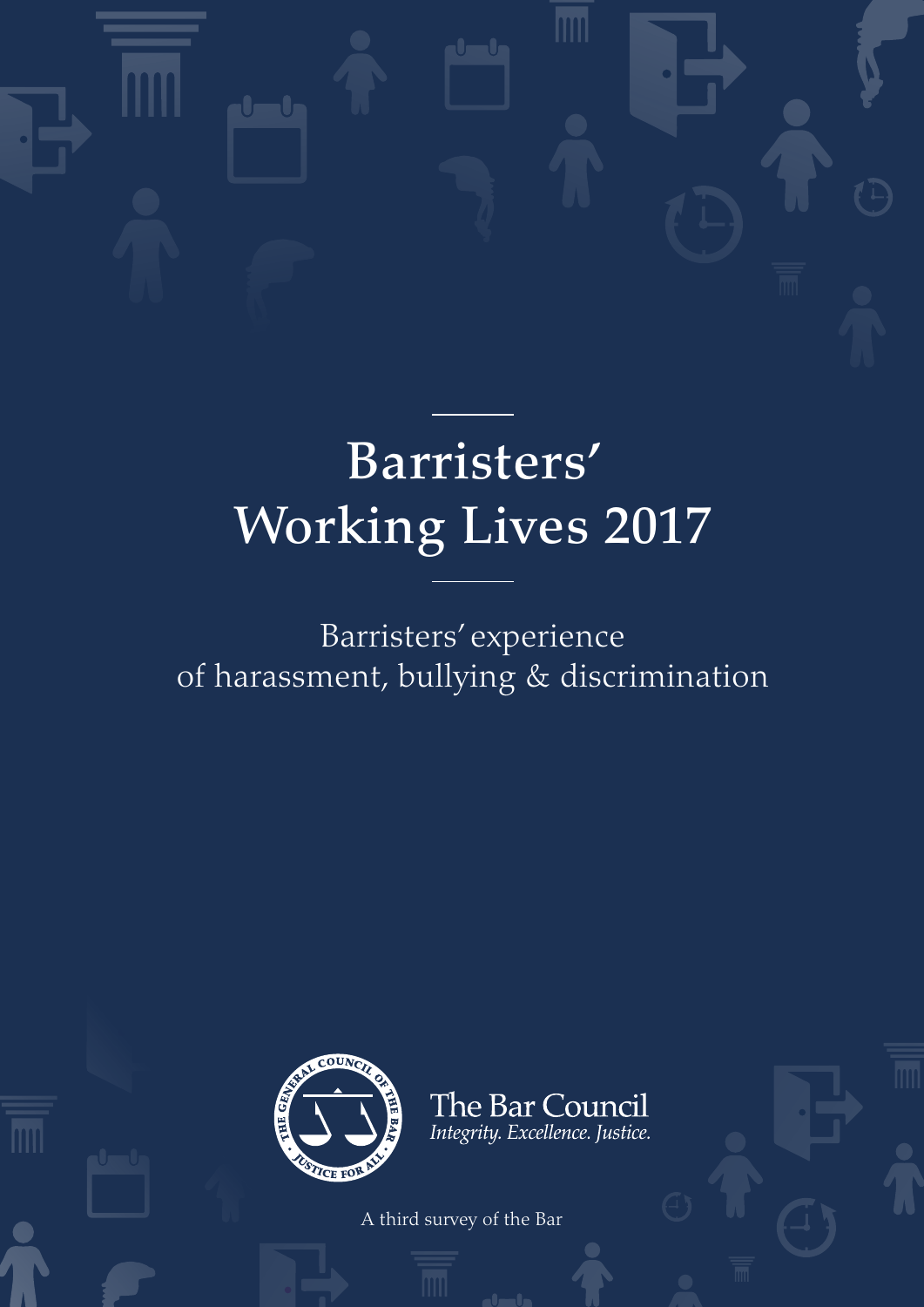# Barristers' Working Lives 2017

## Barristers' experience of harassment, bullying & discrimination

The Bar Council
*Integrity. Excellence. Justice.*

A third survey of the Bar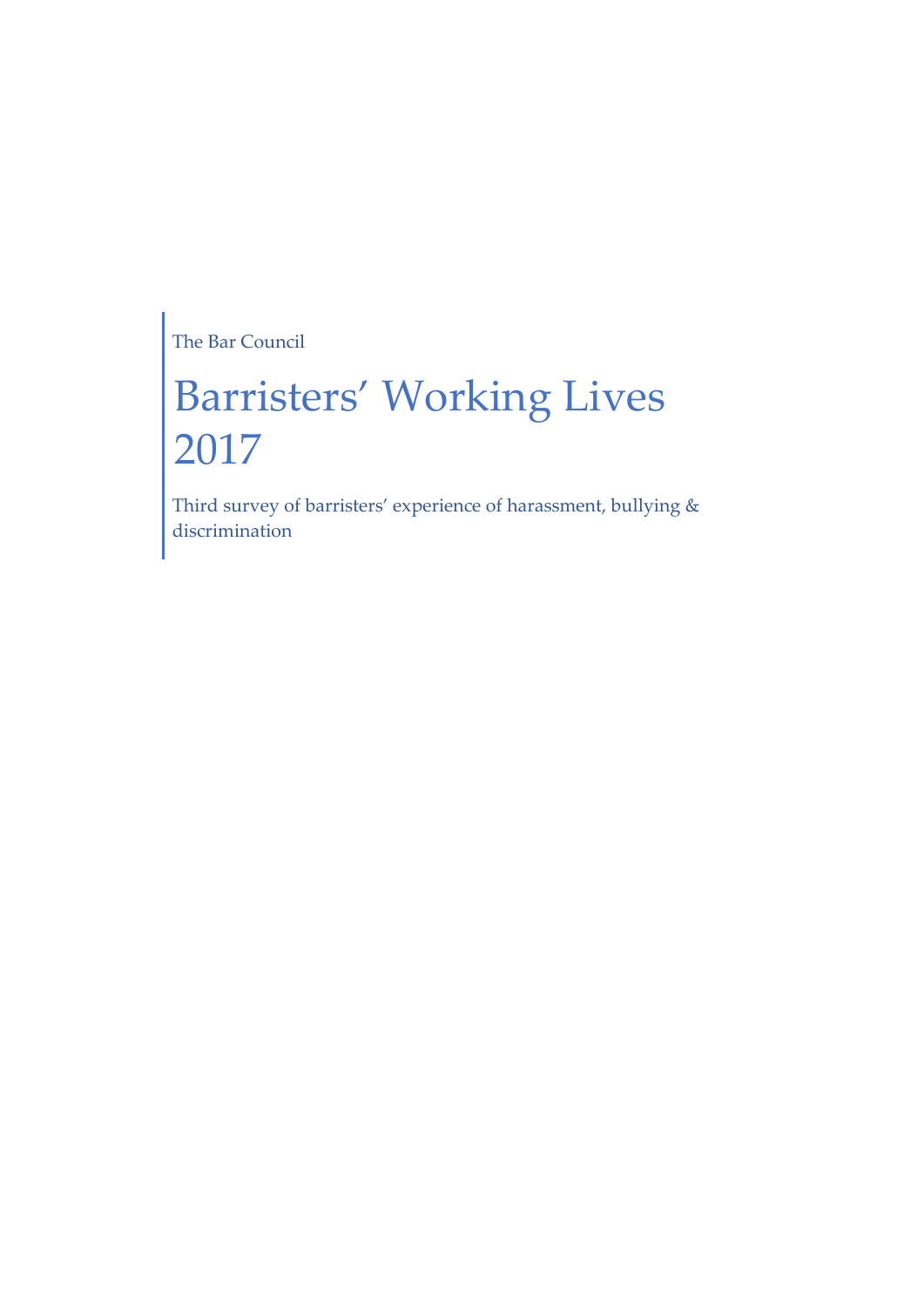The Bar Council

# Barristers' Working Lives 2017

Third survey of barristers' experience of harassment, bullying & discrimination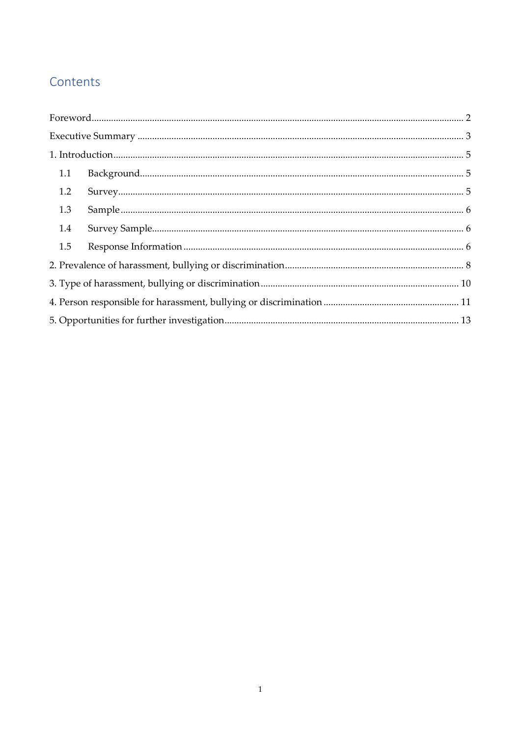## Contents

Foreword........................................................................................................................................ 2

Executive Summary ...................................................................................................................... 3

1. Introduction................................................................................................................................ 5

   1.1 Background.................................................................................................................... 5

   1.2 Survey............................................................................................................................. 5

   1.3 Sample............................................................................................................................ 6

   1.4 Survey Sample............................................................................................................... 6

   1.5 Response Information .................................................................................................. 6

2. Prevalence of harassment, bullying or discrimination......................................................... 8

3. Type of harassment, bullying or discrimination ................................................................. 10

4. Person responsible for harassment, bullying or discrimination ....................................... 11

5. Opportunities for further investigation................................................................................ 13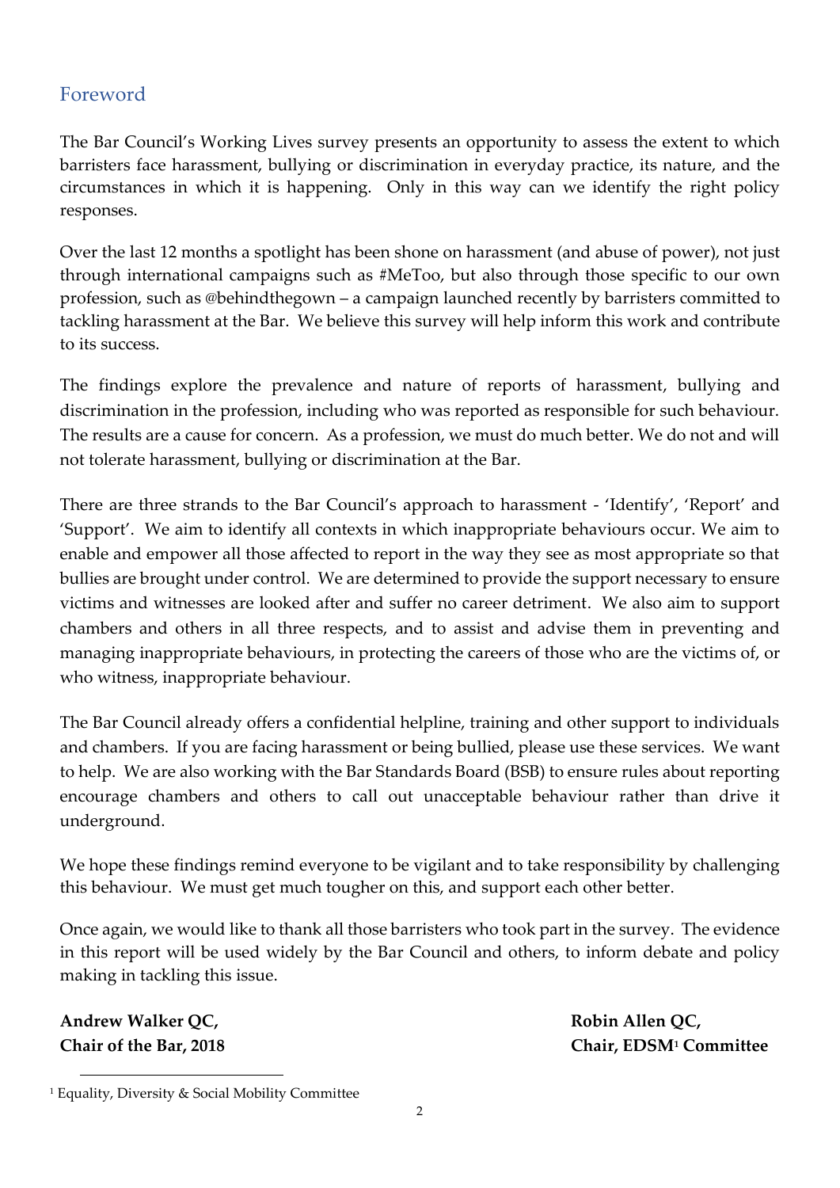## Foreword

The Bar Council's Working Lives survey presents an opportunity to assess the extent to which barristers face harassment, bullying or discrimination in everyday practice, its nature, and the circumstances in which it is happening. Only in this way can we identify the right policy responses.

Over the last 12 months a spotlight has been shone on harassment (and abuse of power), not just through international campaigns such as #MeToo, but also through those specific to our own profession, such as @behindthegown – a campaign launched recently by barristers committed to tackling harassment at the Bar. We believe this survey will help inform this work and contribute to its success.

The findings explore the prevalence and nature of reports of harassment, bullying and discrimination in the profession, including who was reported as responsible for such behaviour. The results are a cause for concern. As a profession, we must do much better. We do not and will not tolerate harassment, bullying or discrimination at the Bar.

There are three strands to the Bar Council's approach to harassment - 'Identify', 'Report' and 'Support'. We aim to identify all contexts in which inappropriate behaviours occur. We aim to enable and empower all those affected to report in the way they see as most appropriate so that bullies are brought under control. We are determined to provide the support necessary to ensure victims and witnesses are looked after and suffer no career detriment. We also aim to support chambers and others in all three respects, and to assist and advise them in preventing and managing inappropriate behaviours, in protecting the careers of those who are the victims of, or who witness, inappropriate behaviour.

The Bar Council already offers a confidential helpline, training and other support to individuals and chambers. If you are facing harassment or being bullied, please use these services. We want to help. We are also working with the Bar Standards Board (BSB) to ensure rules about reporting encourage chambers and others to call out unacceptable behaviour rather than drive it underground.

We hope these findings remind everyone to be vigilant and to take responsibility by challenging this behaviour. We must get much tougher on this, and support each other better.

Once again, we would like to thank all those barristers who took part in the survey. The evidence in this report will be used widely by the Bar Council and others, to inform debate and policy making in tackling this issue.

**Andrew Walker QC,**
**Chair of the Bar, 2018**

**Robin Allen QC,**
**Chair, EDSM[1] Committee**

[1] Equality, Diversity & Social Mobility Committee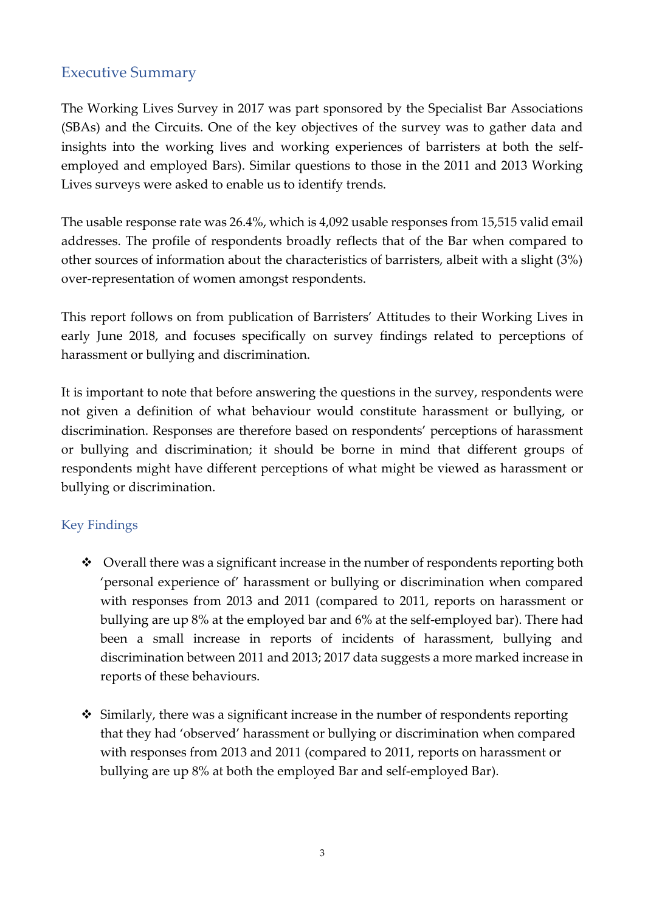## Executive Summary

The Working Lives Survey in 2017 was part sponsored by the Specialist Bar Associations (SBAs) and the Circuits. One of the key objectives of the survey was to gather data and insights into the working lives and working experiences of barristers at both the self-employed and employed Bars). Similar questions to those in the 2011 and 2013 Working Lives surveys were asked to enable us to identify trends.

The usable response rate was 26.4%, which is 4,092 usable responses from 15,515 valid email addresses. The profile of respondents broadly reflects that of the Bar when compared to other sources of information about the characteristics of barristers, albeit with a slight (3%) over-representation of women amongst respondents.

This report follows on from publication of Barristers' Attitudes to their Working Lives in early June 2018, and focuses specifically on survey findings related to perceptions of harassment or bullying and discrimination.

It is important to note that before answering the questions in the survey, respondents were not given a definition of what behaviour would constitute harassment or bullying, or discrimination. Responses are therefore based on respondents' perceptions of harassment or bullying and discrimination; it should be borne in mind that different groups of respondents might have different perceptions of what might be viewed as harassment or bullying or discrimination.

### Key Findings

- Overall there was a significant increase in the number of respondents reporting both 'personal experience of' harassment or bullying or discrimination when compared with responses from 2013 and 2011 (compared to 2011, reports on harassment or bullying are up 8% at the employed bar and 6% at the self-employed bar). There had been a small increase in reports of incidents of harassment, bullying and discrimination between 2011 and 2013; 2017 data suggests a more marked increase in reports of these behaviours.

- Similarly, there was a significant increase in the number of respondents reporting that they had 'observed' harassment or bullying or discrimination when compared with responses from 2013 and 2011 (compared to 2011, reports on harassment or bullying are up 8% at both the employed Bar and self-employed Bar).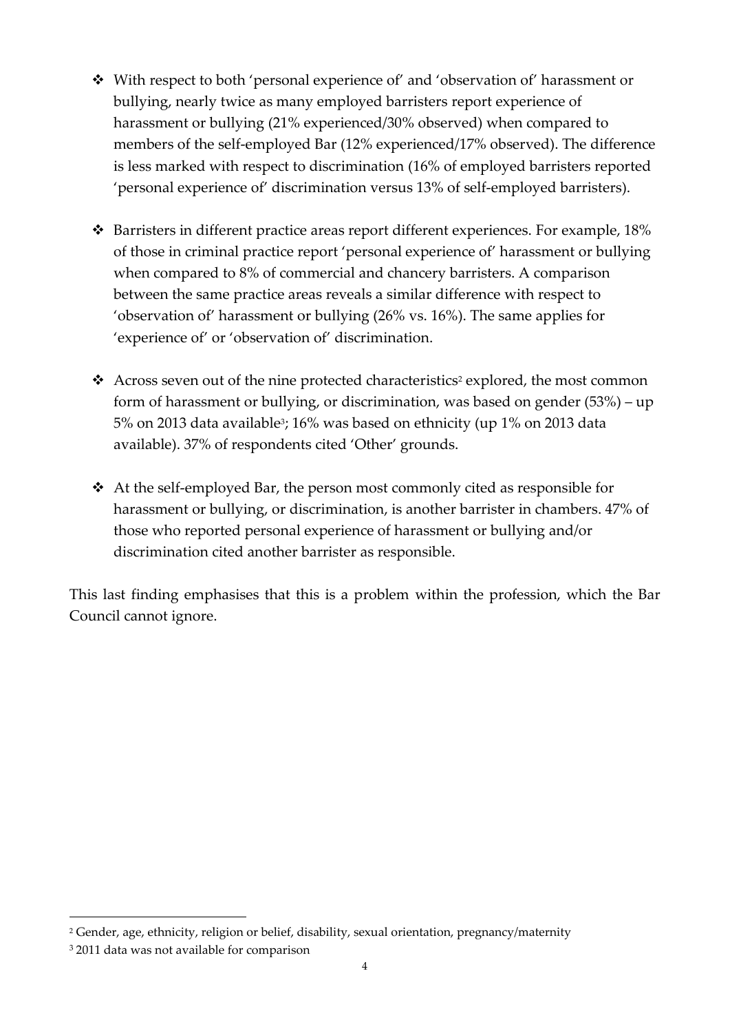- With respect to both 'personal experience of' and 'observation of' harassment or bullying, nearly twice as many employed barristers report experience of harassment or bullying (21% experienced/30% observed) when compared to members of the self-employed Bar (12% experienced/17% observed). The difference is less marked with respect to discrimination (16% of employed barristers reported 'personal experience of' discrimination versus 13% of self-employed barristers).

- Barristers in different practice areas report different experiences. For example, 18% of those in criminal practice report 'personal experience of' harassment or bullying when compared to 8% of commercial and chancery barristers. A comparison between the same practice areas reveals a similar difference with respect to 'observation of' harassment or bullying (26% vs. 16%). The same applies for 'experience of' or 'observation of' discrimination.

- Across seven out of the nine protected characteristics[2] explored, the most common form of harassment or bullying, or discrimination, was based on gender (53%) – up 5% on 2013 data available[3]; 16% was based on ethnicity (up 1% on 2013 data available). 37% of respondents cited 'Other' grounds.

- At the self-employed Bar, the person most commonly cited as responsible for harassment or bullying, or discrimination, is another barrister in chambers. 47% of those who reported personal experience of harassment or bullying and/or discrimination cited another barrister as responsible.

This last finding emphasises that this is a problem within the profession, which the Bar Council cannot ignore.

---

[2] Gender, age, ethnicity, religion or belief, disability, sexual orientation, pregnancy/maternity

[3] 2011 data was not available for comparison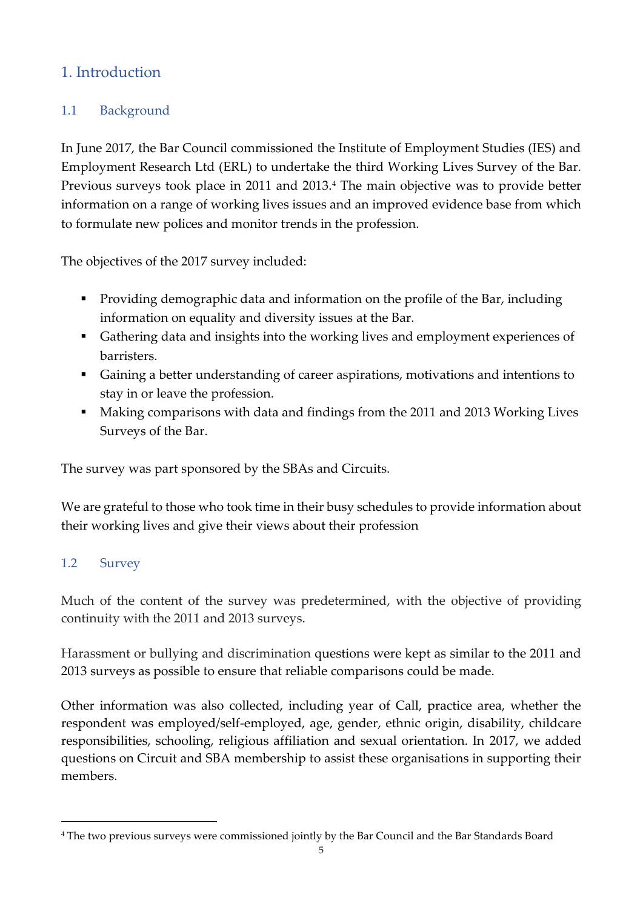# 1. Introduction

## 1.1 Background

In June 2017, the Bar Council commissioned the Institute of Employment Studies (IES) and Employment Research Ltd (ERL) to undertake the third Working Lives Survey of the Bar. Previous surveys took place in 2011 and 2013.[4] The main objective was to provide better information on a range of working lives issues and an improved evidence base from which to formulate new polices and monitor trends in the profession.

The objectives of the 2017 survey included:

- Providing demographic data and information on the profile of the Bar, including information on equality and diversity issues at the Bar.
- Gathering data and insights into the working lives and employment experiences of barristers.
- Gaining a better understanding of career aspirations, motivations and intentions to stay in or leave the profession.
- Making comparisons with data and findings from the 2011 and 2013 Working Lives Surveys of the Bar.

The survey was part sponsored by the SBAs and Circuits.

We are grateful to those who took time in their busy schedules to provide information about their working lives and give their views about their profession

## 1.2 Survey

Much of the content of the survey was predetermined, with the objective of providing continuity with the 2011 and 2013 surveys.

Harassment or bullying and discrimination questions were kept as similar to the 2011 and 2013 surveys as possible to ensure that reliable comparisons could be made.

Other information was also collected, including year of Call, practice area, whether the respondent was employed/self-employed, age, gender, ethnic origin, disability, childcare responsibilities, schooling, religious affiliation and sexual orientation. In 2017, we added questions on Circuit and SBA membership to assist these organisations in supporting their members.

[4] The two previous surveys were commissioned jointly by the Bar Council and the Bar Standards Board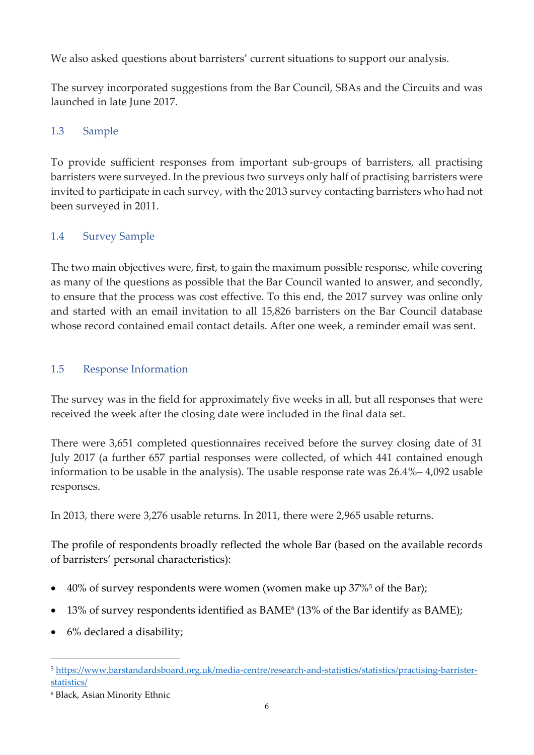We also asked questions about barristers' current situations to support our analysis.

The survey incorporated suggestions from the Bar Council, SBAs and the Circuits and was launched in late June 2017.

## 1.3 Sample

To provide sufficient responses from important sub-groups of barristers, all practising barristers were surveyed. In the previous two surveys only half of practising barristers were invited to participate in each survey, with the 2013 survey contacting barristers who had not been surveyed in 2011.

## 1.4 Survey Sample

The two main objectives were, first, to gain the maximum possible response, while covering as many of the questions as possible that the Bar Council wanted to answer, and secondly, to ensure that the process was cost effective. To this end, the 2017 survey was online only and started with an email invitation to all 15,826 barristers on the Bar Council database whose record contained email contact details. After one week, a reminder email was sent.

## 1.5 Response Information

The survey was in the field for approximately five weeks in all, but all responses that were received the week after the closing date were included in the final data set.

There were 3,651 completed questionnaires received before the survey closing date of 31 July 2017 (a further 657 partial responses were collected, of which 441 contained enough information to be usable in the analysis). The usable response rate was 26.4%– 4,092 usable responses.

In 2013, there were 3,276 usable returns. In 2011, there were 2,965 usable returns.

The profile of respondents broadly reflected the whole Bar (based on the available records of barristers' personal characteristics):

- 40% of survey respondents were women (women make up 37%[5] of the Bar);
- 13% of survey respondents identified as BAME[6] (13% of the Bar identify as BAME);
- 6% declared a disability;

---

[5] https://www.barstandardsboard.org.uk/media-centre/research-and-statistics/statistics/practising-barrister-statistics/

[6] Black, Asian Minority Ethnic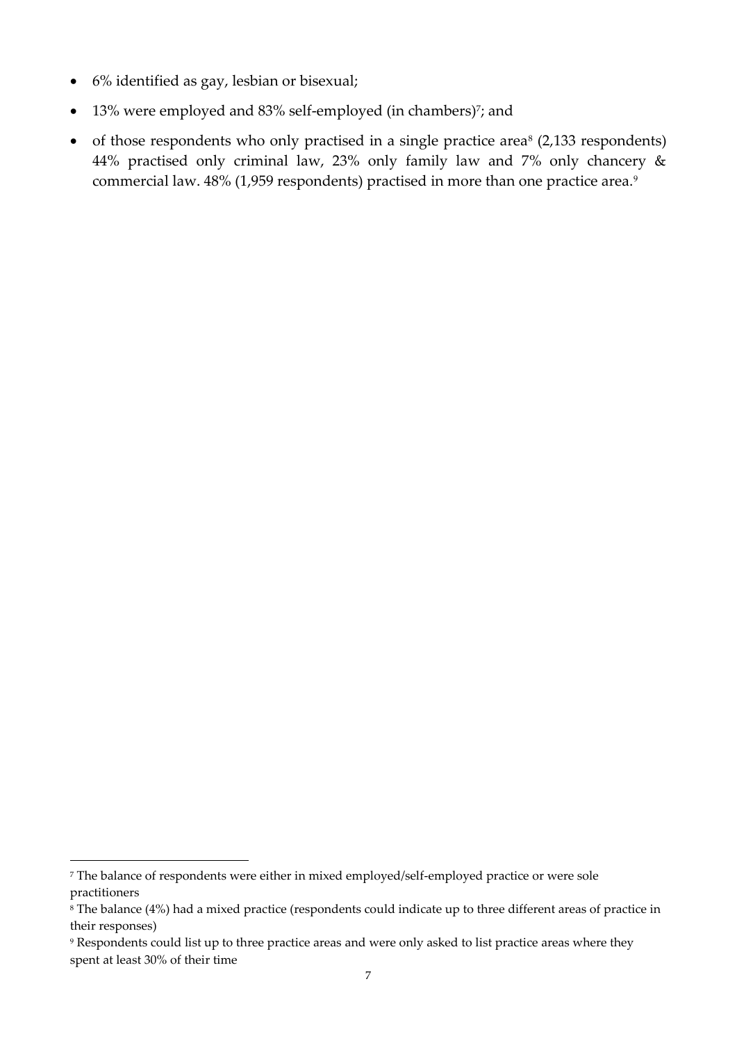- 6% identified as gay, lesbian or bisexual;
- 13% were employed and 83% self-employed (in chambers)[7]; and
- of those respondents who only practised in a single practice area[8] (2,133 respondents) 44% practised only criminal law, 23% only family law and 7% only chancery & commercial law. 48% (1,959 respondents) practised in more than one practice area.[9]

---

[7] The balance of respondents were either in mixed employed/self-employed practice or were sole practitioners

[8] The balance (4%) had a mixed practice (respondents could indicate up to three different areas of practice in their responses)

[9] Respondents could list up to three practice areas and were only asked to list practice areas where they spent at least 30% of their time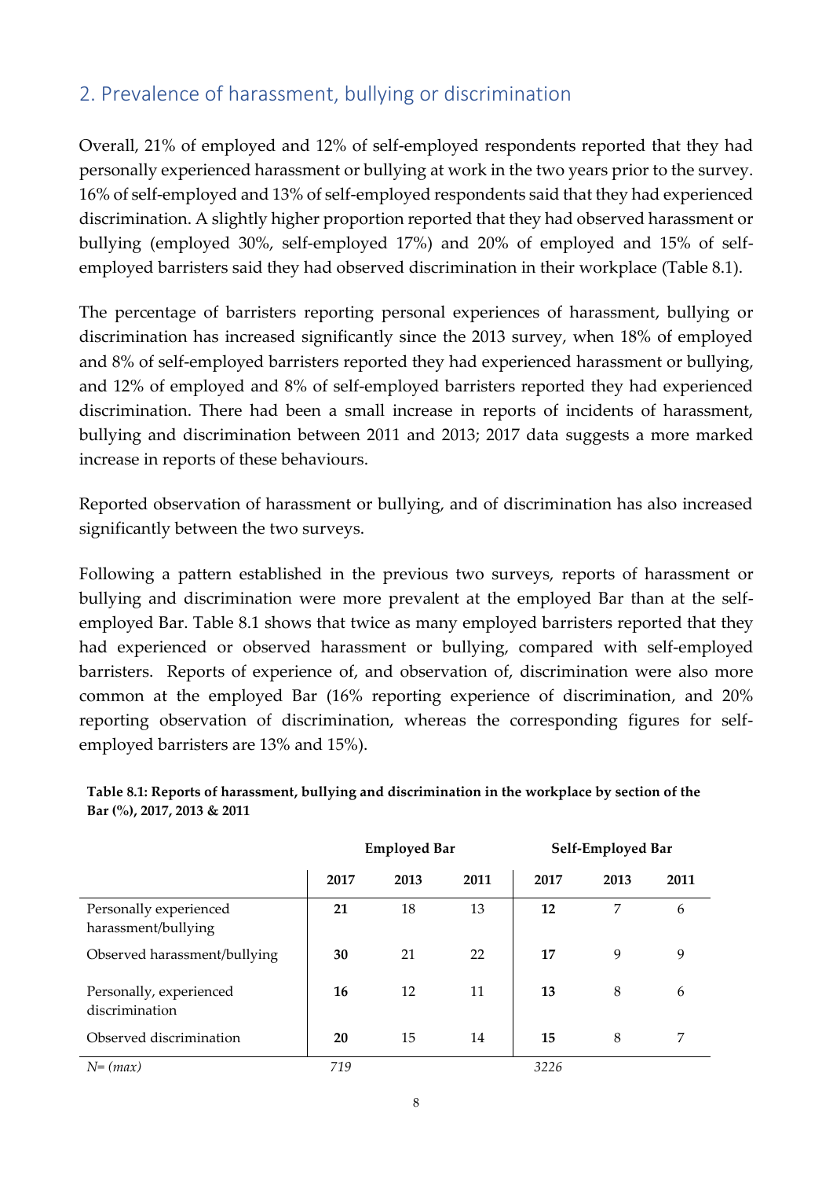## 2. Prevalence of harassment, bullying or discrimination

Overall, 21% of employed and 12% of self-employed respondents reported that they had personally experienced harassment or bullying at work in the two years prior to the survey. 16% of self-employed and 13% of self-employed respondents said that they had experienced discrimination. A slightly higher proportion reported that they had observed harassment or bullying (employed 30%, self-employed 17%) and 20% of employed and 15% of self-employed barristers said they had observed discrimination in their workplace (Table 8.1).

The percentage of barristers reporting personal experiences of harassment, bullying or discrimination has increased significantly since the 2013 survey, when 18% of employed and 8% of self-employed barristers reported they had experienced harassment or bullying, and 12% of employed and 8% of self-employed barristers reported they had experienced discrimination. There had been a small increase in reports of incidents of harassment, bullying and discrimination between 2011 and 2013; 2017 data suggests a more marked increase in reports of these behaviours.

Reported observation of harassment or bullying, and of discrimination has also increased significantly between the two surveys.

Following a pattern established in the previous two surveys, reports of harassment or bullying and discrimination were more prevalent at the employed Bar than at the self-employed Bar. Table 8.1 shows that twice as many employed barristers reported that they had experienced or observed harassment or bullying, compared with self-employed barristers. Reports of experience of, and observation of, discrimination were also more common at the employed Bar (16% reporting experience of discrimination, and 20% reporting observation of discrimination, whereas the corresponding figures for self-employed barristers are 13% and 15%).

**Table 8.1: Reports of harassment, bullying and discrimination in the workplace by section of the Bar (%), 2017, 2013 & 2011**

| | Employed Bar | | | Self-Employed Bar | | |
|---|---|---|---|---|---|---|
| | 2017 | 2013 | 2011 | 2017 | 2013 | 2011 |
| Personally experienced harassment/bullying | **21** | 18 | 13 | **12** | 7 | 6 |
| Observed harassment/bullying | **30** | 21 | 22 | **17** | 9 | 9 |
| Personally, experienced discrimination | **16** | 12 | 11 | **13** | 8 | 6 |
| Observed discrimination | **20** | 15 | 14 | **15** | 8 | 7 |
| *N= (max)* | *719* | | | *3226* | | |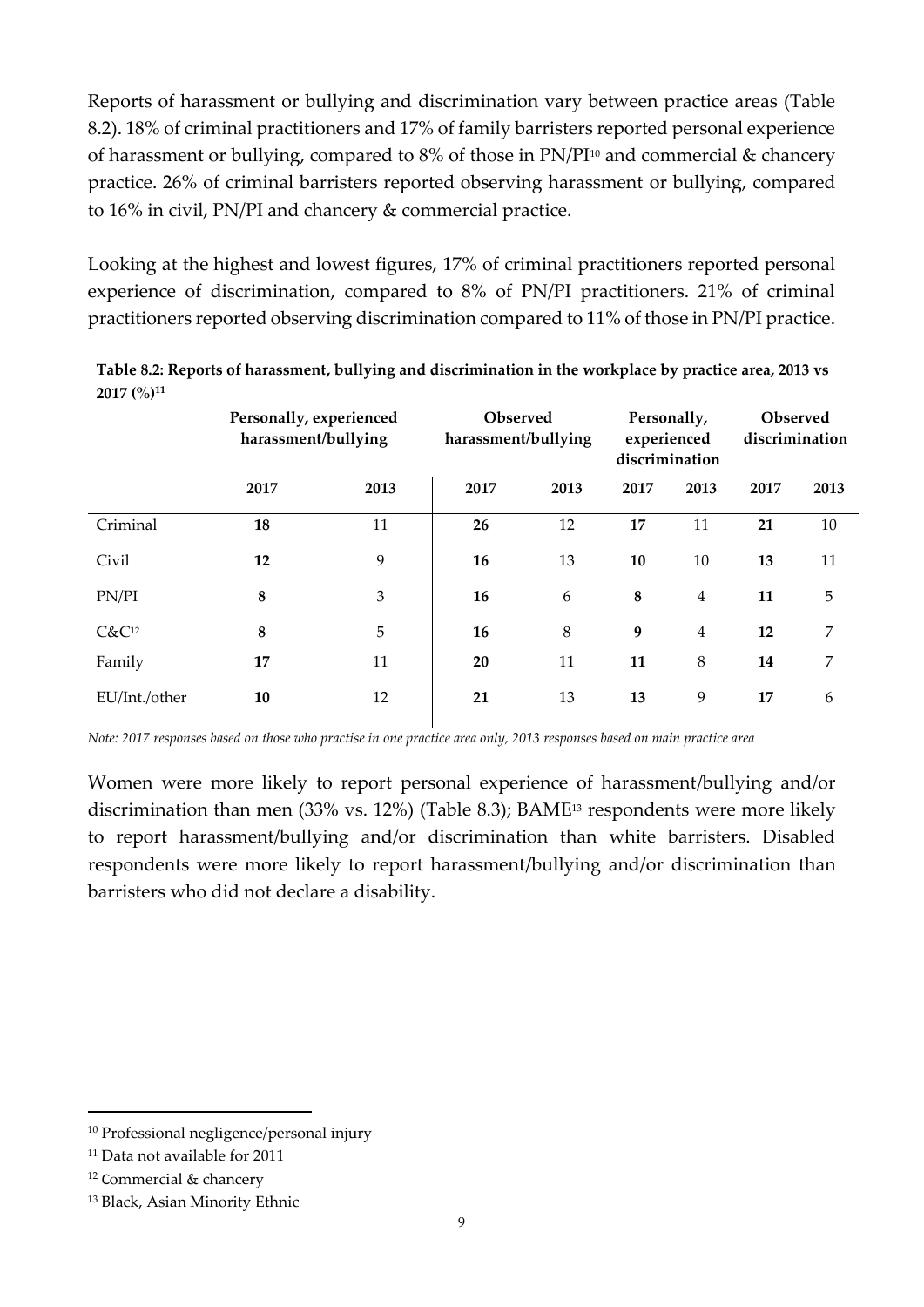Reports of harassment or bullying and discrimination vary between practice areas (Table 8.2). 18% of criminal practitioners and 17% of family barristers reported personal experience of harassment or bullying, compared to 8% of those in PN/PI[10] and commercial & chancery practice. 26% of criminal barristers reported observing harassment or bullying, compared to 16% in civil, PN/PI and chancery & commercial practice.

Looking at the highest and lowest figures, 17% of criminal practitioners reported personal experience of discrimination, compared to 8% of PN/PI practitioners. 21% of criminal practitioners reported observing discrimination compared to 11% of those in PN/PI practice.

**Table 8.2: Reports of harassment, bullying and discrimination in the workplace by practice area, 2013 vs 2017 (%)[11]**

| | Personally, experienced harassment/bullying | | Observed harassment/bullying | | Personally, experienced discrimination | | Observed discrimination | |
|---|---|---|---|---|---|---|---|---|
| | 2017 | 2013 | 2017 | 2013 | 2017 | 2013 | 2017 | 2013 |
| Criminal | **18** | 11 | **26** | 12 | **17** | 11 | **21** | 10 |
| Civil | **12** | 9 | **16** | 13 | **10** | 10 | **13** | 11 |
| PN/PI | **8** | 3 | **16** | 6 | **8** | 4 | **11** | 5 |
| C&C[12] | **8** | 5 | **16** | 8 | **9** | 4 | **12** | 7 |
| Family | **17** | 11 | **20** | 11 | **11** | 8 | **14** | 7 |
| EU/Int./other | **10** | 12 | **21** | 13 | **13** | 9 | **17** | 6 |

*Note: 2017 responses based on those who practise in one practice area only, 2013 responses based on main practice area*

Women were more likely to report personal experience of harassment/bullying and/or discrimination than men (33% vs. 12%) (Table 8.3); BAME[13] respondents were more likely to report harassment/bullying and/or discrimination than white barristers. Disabled respondents were more likely to report harassment/bullying and/or discrimination than barristers who did not declare a disability.

---

[10] Professional negligence/personal injury

[11] Data not available for 2011

[12] Commercial & chancery

[13] Black, Asian Minority Ethnic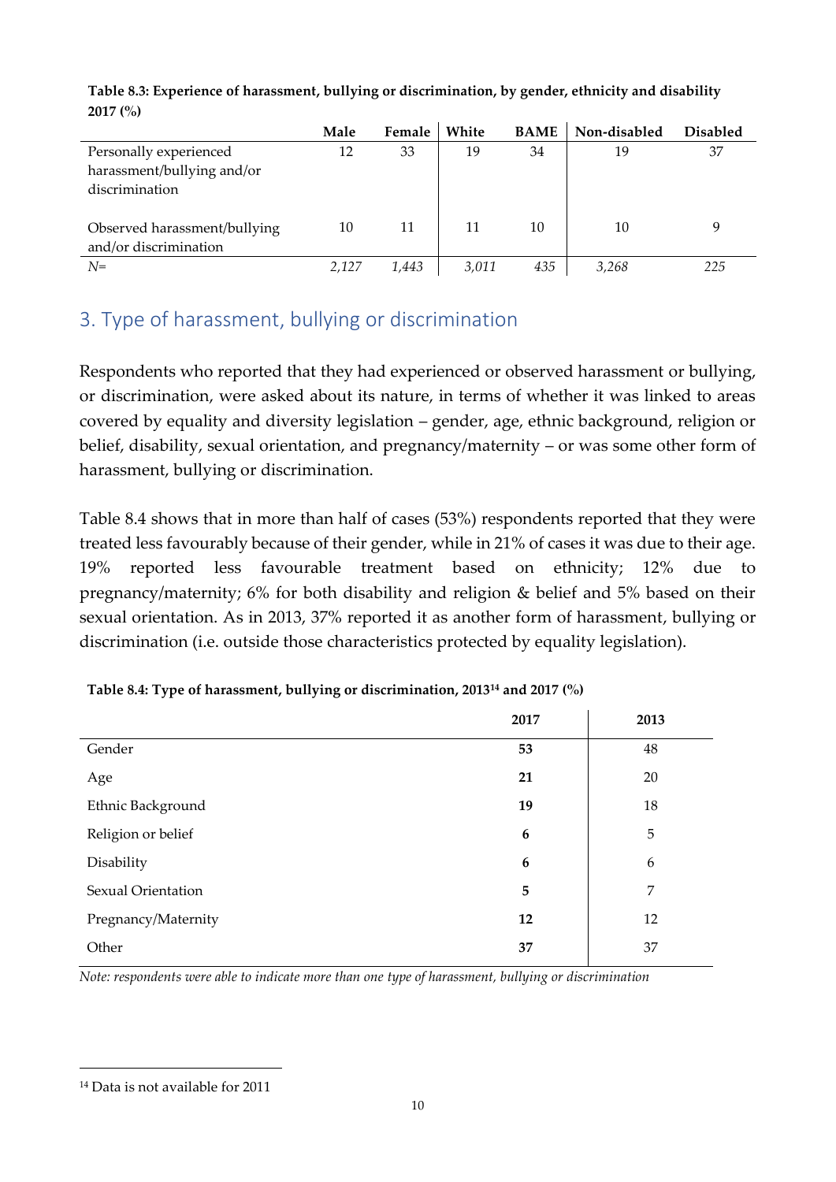**Table 8.3: Experience of harassment, bullying or discrimination, by gender, ethnicity and disability 2017 (%)**

| | Male | Female | White | BAME | Non-disabled | Disabled |
|---|---|---|---|---|---|---|
| Personally experienced harassment/bullying and/or discrimination | 12 | 33 | 19 | 34 | 19 | 37 |
| Observed harassment/bullying and/or discrimination | 10 | 11 | 11 | 10 | 10 | 9 |
| *N=* | *2,127* | *1,443* | *3,011* | *435* | *3,268* | *225* |

## 3. Type of harassment, bullying or discrimination

Respondents who reported that they had experienced or observed harassment or bullying, or discrimination, were asked about its nature, in terms of whether it was linked to areas covered by equality and diversity legislation – gender, age, ethnic background, religion or belief, disability, sexual orientation, and pregnancy/maternity – or was some other form of harassment, bullying or discrimination.

Table 8.4 shows that in more than half of cases (53%) respondents reported that they were treated less favourably because of their gender, while in 21% of cases it was due to their age. 19% reported less favourable treatment based on ethnicity; 12% due to pregnancy/maternity; 6% for both disability and religion & belief and 5% based on their sexual orientation. As in 2013, 37% reported it as another form of harassment, bullying or discrimination (i.e. outside those characteristics protected by equality legislation).

**Table 8.4: Type of harassment, bullying or discrimination, 2013[14] and 2017 (%)**

| | 2017 | 2013 |
|---|---|---|
| Gender | **53** | 48 |
| Age | **21** | 20 |
| Ethnic Background | **19** | 18 |
| Religion or belief | **6** | 5 |
| Disability | **6** | 6 |
| Sexual Orientation | **5** | 7 |
| Pregnancy/Maternity | **12** | 12 |
| Other | **37** | 37 |

*Note: respondents were able to indicate more than one type of harassment, bullying or discrimination*

[14] Data is not available for 2011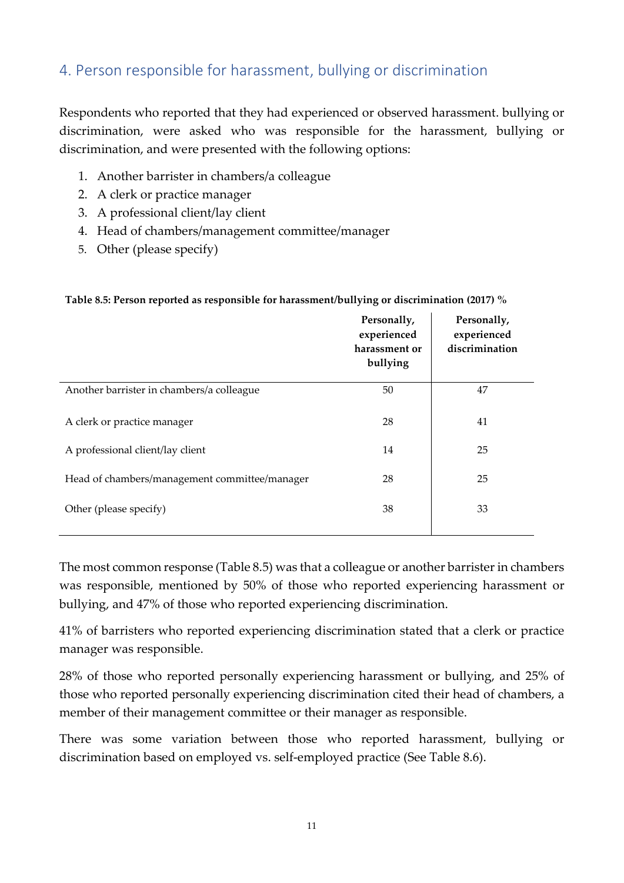## 4. Person responsible for harassment, bullying or discrimination

Respondents who reported that they had experienced or observed harassment. bullying or discrimination, were asked who was responsible for the harassment, bullying or discrimination, and were presented with the following options:

1. Another barrister in chambers/a colleague
2. A clerk or practice manager
3. A professional client/lay client
4. Head of chambers/management committee/manager
5. Other (please specify)

**Table 8.5: Person reported as responsible for harassment/bullying or discrimination (2017) %**

| | Personally, experienced harassment or bullying | Personally, experienced discrimination |
|---|---|---|
| Another barrister in chambers/a colleague | 50 | 47 |
| A clerk or practice manager | 28 | 41 |
| A professional client/lay client | 14 | 25 |
| Head of chambers/management committee/manager | 28 | 25 |
| Other (please specify) | 38 | 33 |

The most common response (Table 8.5) was that a colleague or another barrister in chambers was responsible, mentioned by 50% of those who reported experiencing harassment or bullying, and 47% of those who reported experiencing discrimination.

41% of barristers who reported experiencing discrimination stated that a clerk or practice manager was responsible.

28% of those who reported personally experiencing harassment or bullying, and 25% of those who reported personally experiencing discrimination cited their head of chambers, a member of their management committee or their manager as responsible.

There was some variation between those who reported harassment, bullying or discrimination based on employed vs. self-employed practice (See Table 8.6).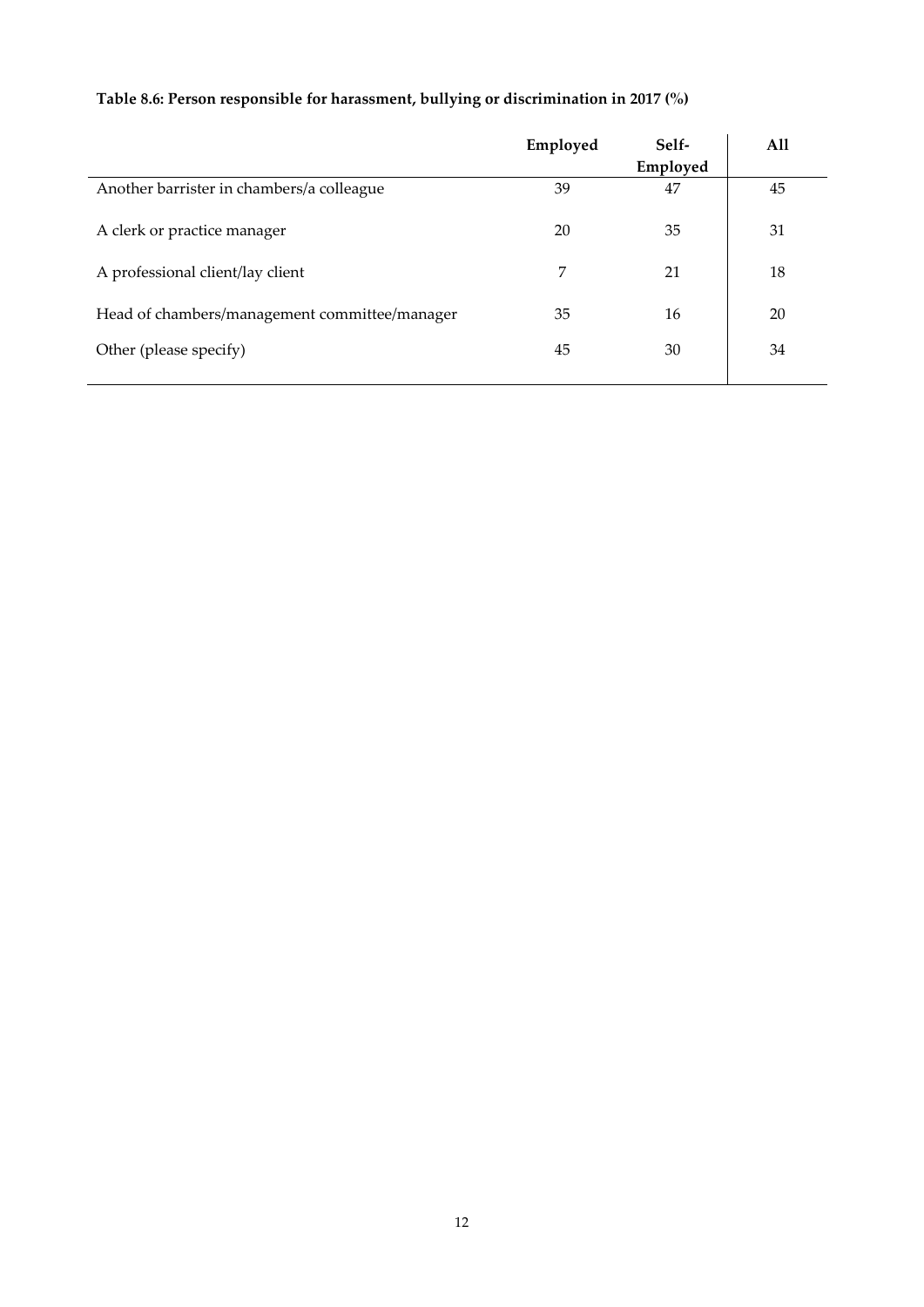**Table 8.6: Person responsible for harassment, bullying or discrimination in 2017 (%)**

| | Employed | Self-Employed | All |
|---|---|---|---|
| Another barrister in chambers/a colleague | 39 | 47 | 45 |
| A clerk or practice manager | 20 | 35 | 31 |
| A professional client/lay client | 7 | 21 | 18 |
| Head of chambers/management committee/manager | 35 | 16 | 20 |
| Other (please specify) | 45 | 30 | 34 |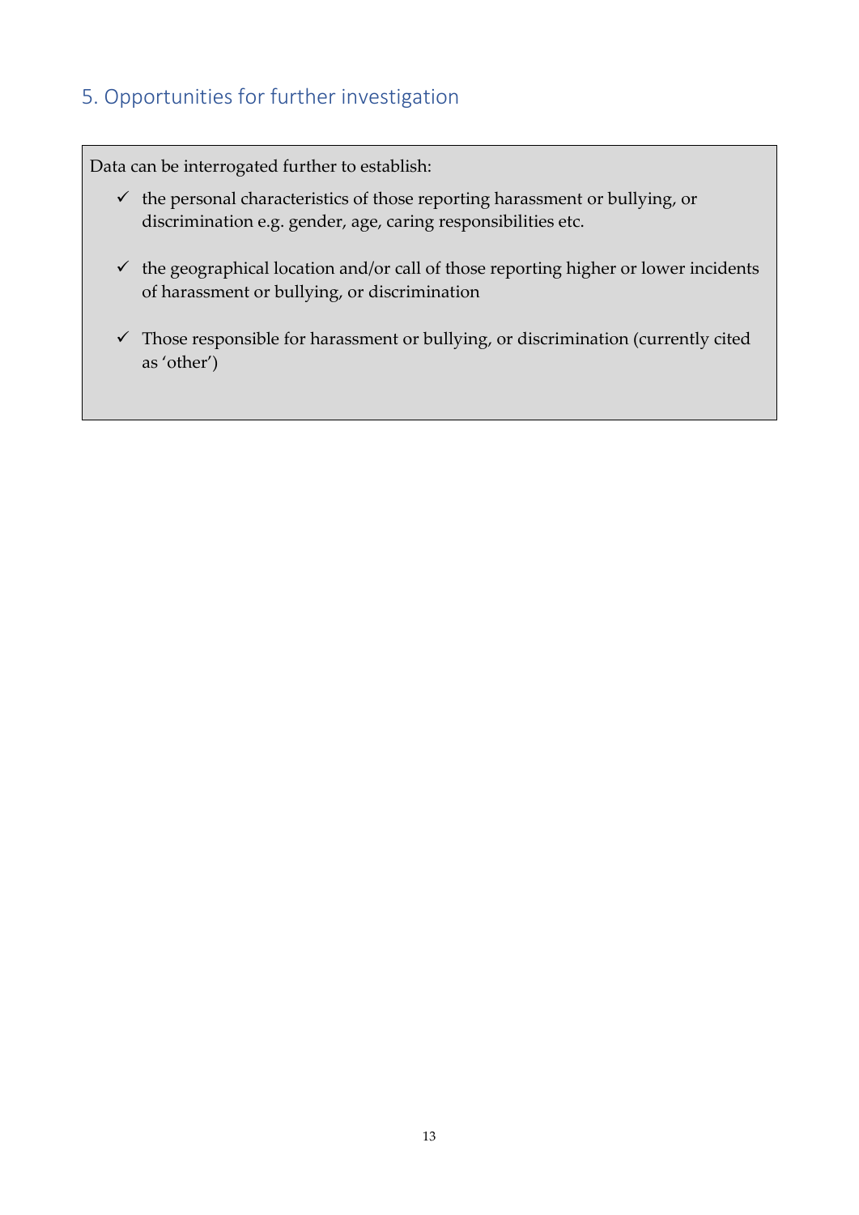## 5. Opportunities for further investigation

Data can be interrogated further to establish:

- ✓ the personal characteristics of those reporting harassment or bullying, or discrimination e.g. gender, age, caring responsibilities etc.
- ✓ the geographical location and/or call of those reporting higher or lower incidents of harassment or bullying, or discrimination
- ✓ Those responsible for harassment or bullying, or discrimination (currently cited as 'other')